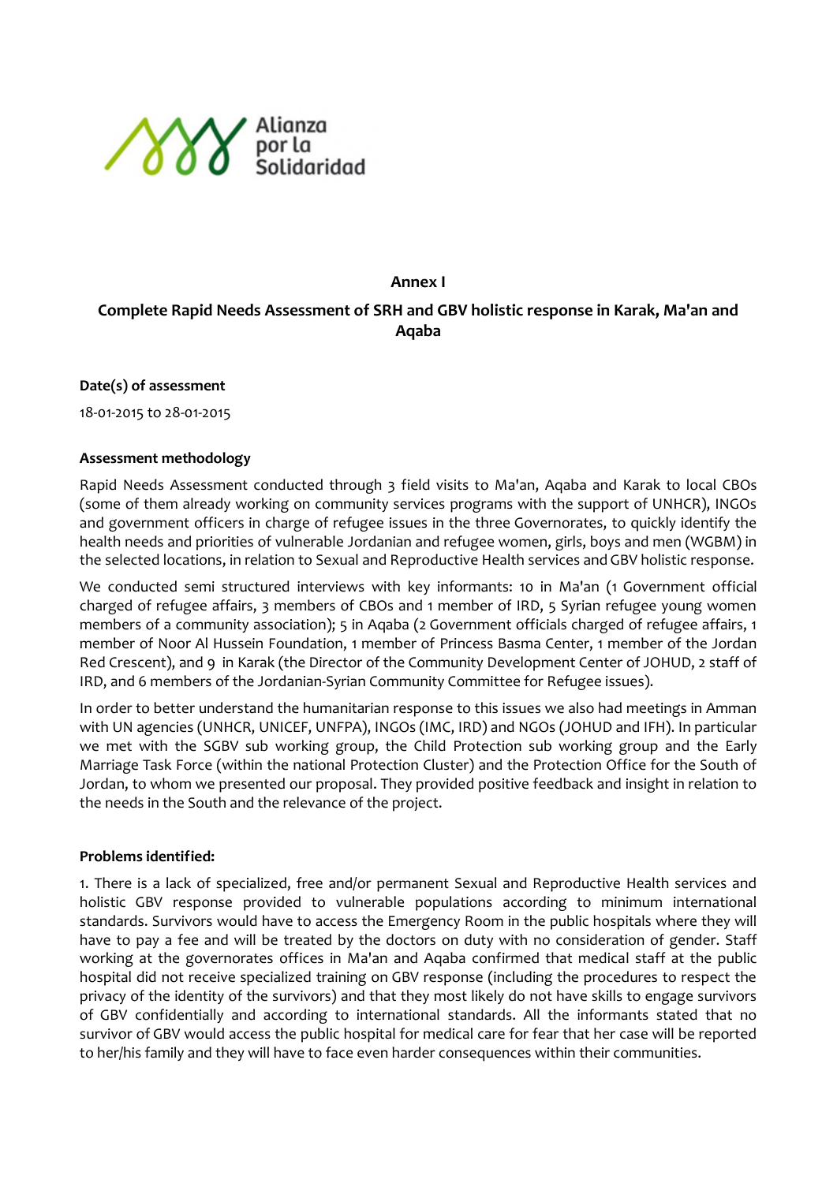Alianza por la Solidaridad

## Annex I

## Complete Rapid Needs Assessment of SRH and GBV holistic response in Karak, Ma'an and Aqaba

**Date(s) of assessment**

18-01-2015 to 28-01-2015

**Assessment methodology**

Rapid Needs Assessment conducted through 3 field visits to Ma'an, Aqaba and Karak to local CBOs (some of them already working on community services programs with the support of UNHCR), INGOs and government officers in charge of refugee issues in the three Governorates, to quickly identify the health needs and priorities of vulnerable Jordanian and refugee women, girls, boys and men (WGBM) in the selected locations, in relation to Sexual and Reproductive Health services and GBV holistic response.

We conducted semi structured interviews with key informants: 10 in Ma'an (1 Government official charged of refugee affairs, 3 members of CBOs and 1 member of IRD, 5 Syrian refugee young women members of a community association); 5 in Aqaba (2 Government officials charged of refugee affairs, 1 member of Noor Al Hussein Foundation, 1 member of Princess Basma Center, 1 member of the Jordan Red Crescent), and 9 in Karak (the Director of the Community Development Center of JOHUD, 2 staff of IRD, and 6 members of the Jordanian-Syrian Community Committee for Refugee issues).

In order to better understand the humanitarian response to this issues we also had meetings in Amman with UN agencies (UNHCR, UNICEF, UNFPA), INGOs (IMC, IRD) and NGOs (JOHUD and IFH). In particular we met with the SGBV sub working group, the Child Protection sub working group and the Early Marriage Task Force (within the national Protection Cluster) and the Protection Office for the South of Jordan, to whom we presented our proposal. They provided positive feedback and insight in relation to the needs in the South and the relevance of the project.

**Problems identified:**

1. There is a lack of specialized, free and/or permanent Sexual and Reproductive Health services and holistic GBV response provided to vulnerable populations according to minimum international standards. Survivors would have to access the Emergency Room in the public hospitals where they will have to pay a fee and will be treated by the doctors on duty with no consideration of gender. Staff working at the governorates offices in Ma'an and Aqaba confirmed that medical staff at the public hospital did not receive specialized training on GBV response (including the procedures to respect the privacy of the identity of the survivors) and that they most likely do not have skills to engage survivors of GBV confidentially and according to international standards. All the informants stated that no survivor of GBV would access the public hospital for medical care for fear that her case will be reported to her/his family and they will have to face even harder consequences within their communities.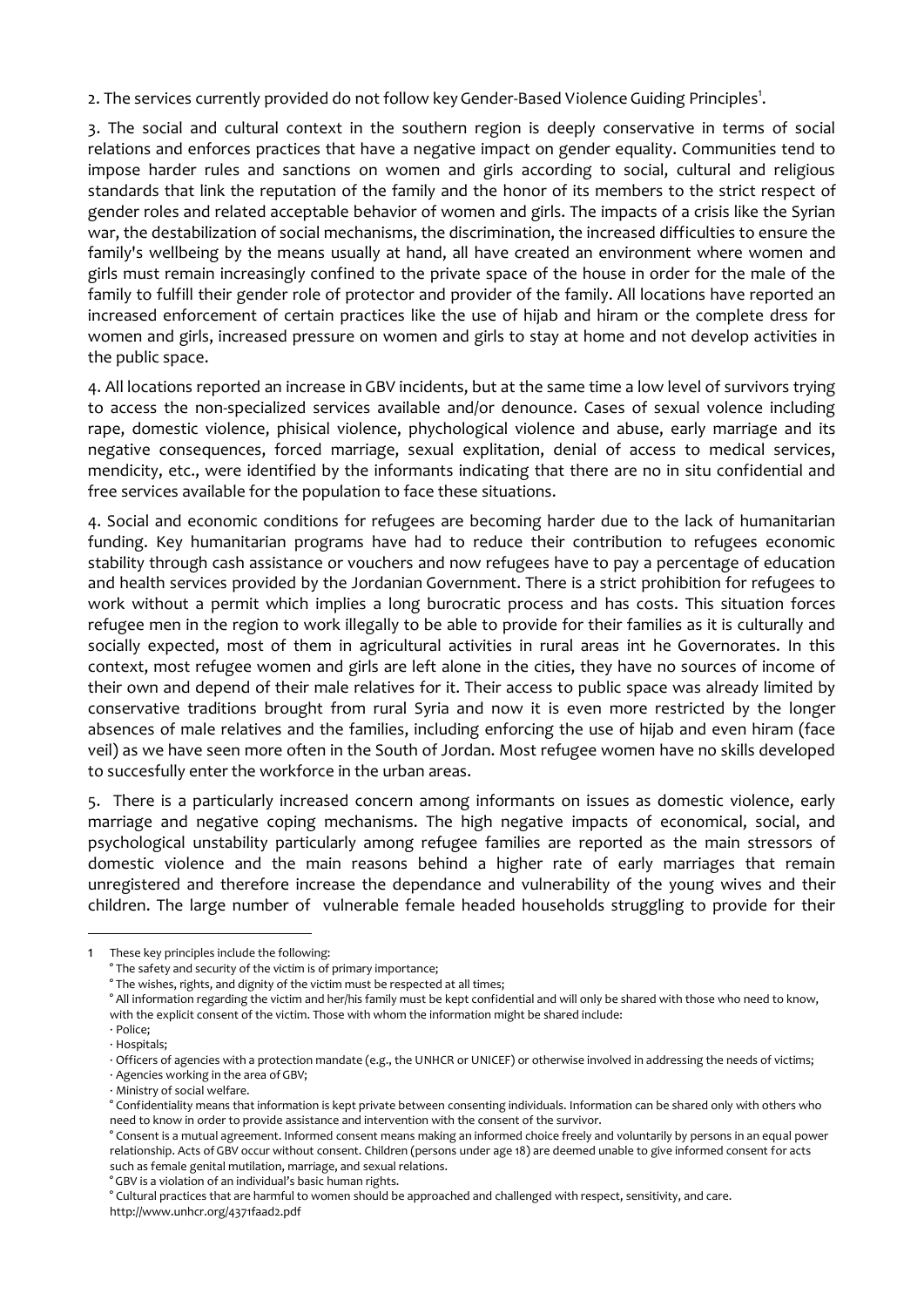2. The services currently provided do not follow key Gender-Based Violence Guiding Principles[1].

3. The social and cultural context in the southern region is deeply conservative in terms of social relations and enforces practices that have a negative impact on gender equality. Communities tend to impose harder rules and sanctions on women and girls according to social, cultural and religious standards that link the reputation of the family and the honor of its members to the strict respect of gender roles and related acceptable behavior of women and girls. The impacts of a crisis like the Syrian war, the destabilization of social mechanisms, the discrimination, the increased difficulties to ensure the family's wellbeing by the means usually at hand, all have created an environment where women and girls must remain increasingly confined to the private space of the house in order for the male of the family to fulfill their gender role of protector and provider of the family. All locations have reported an increased enforcement of certain practices like the use of hijab and hiram or the complete dress for women and girls, increased pressure on women and girls to stay at home and not develop activities in the public space.

4. All locations reported an increase in GBV incidents, but at the same time a low level of survivors trying to access the non-specialized services available and/or denounce. Cases of sexual volence including rape, domestic violence, phisical violence, phychological violence and abuse, early marriage and its negative consequences, forced marriage, sexual explitation, denial of access to medical services, mendicity, etc., were identified by the informants indicating that there are no in situ confidential and free services available for the population to face these situations.

4. Social and economic conditions for refugees are becoming harder due to the lack of humanitarian funding. Key humanitarian programs have had to reduce their contribution to refugees economic stability through cash assistance or vouchers and now refugees have to pay a percentage of education and health services provided by the Jordanian Government. There is a strict prohibition for refugees to work without a permit which implies a long burocratic process and has costs. This situation forces refugee men in the region to work illegally to be able to provide for their families as it is culturally and socially expected, most of them in agricultural activities in rural areas int he Governorates. In this context, most refugee women and girls are left alone in the cities, they have no sources of income of their own and depend of their male relatives for it. Their access to public space was already limited by conservative traditions brought from rural Syria and now it is even more restricted by the longer absences of male relatives and the families, including enforcing the use of hijab and even hiram (face veil) as we have seen more often in the South of Jordan. Most refugee women have no skills developed to succesfully enter the workforce in the urban areas.

5. There is a particularly increased concern among informants on issues as domestic violence, early marriage and negative coping mechanisms. The high negative impacts of economical, social, and psychological unstability particularly among refugee families are reported as the main stressors of domestic violence and the main reasons behind a higher rate of early marriages that remain unregistered and therefore increase the dependance and vulnerability of the young wives and their children. The large number of vulnerable female headed households struggling to provide for their

---

[1] These key principles include the following:

° The safety and security of the victim is of primary importance;

° The wishes, rights, and dignity of the victim must be respected at all times;

° All information regarding the victim and her/his family must be kept confidential and will only be shared with those who need to know, with the explicit consent of the victim. Those with whom the information might be shared include:

· Police;

· Hospitals;

· Officers of agencies with a protection mandate (e.g., the UNHCR or UNICEF) or otherwise involved in addressing the needs of victims;

· Agencies working in the area of GBV;

· Ministry of social welfare.

° Confidentiality means that information is kept private between consenting individuals. Information can be shared only with others who need to know in order to provide assistance and intervention with the consent of the survivor.

° Consent is a mutual agreement. Informed consent means making an informed choice freely and voluntarily by persons in an equal power relationship. Acts of GBV occur without consent. Children (persons under age 18) are deemed unable to give informed consent for acts such as female genital mutilation, marriage, and sexual relations.

° GBV is a violation of an individual's basic human rights.

° Cultural practices that are harmful to women should be approached and challenged with respect, sensitivity, and care.

http://www.unhcr.org/4371faad2.pdf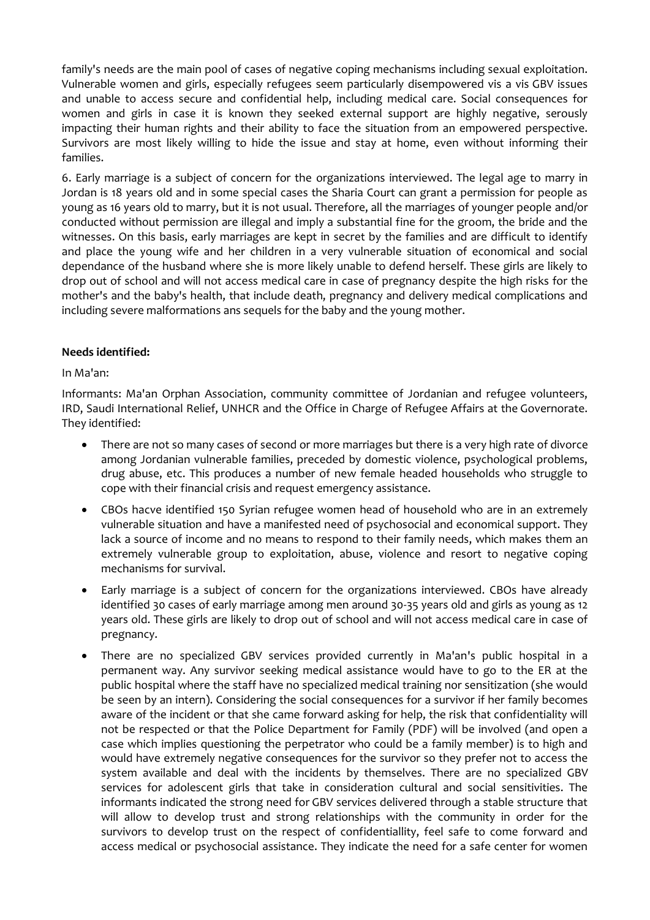family's needs are the main pool of cases of negative coping mechanisms including sexual exploitation. Vulnerable women and girls, especially refugees seem particularly disempowered vis a vis GBV issues and unable to access secure and confidential help, including medical care. Social consequences for women and girls in case it is known they seeked external support are highly negative, serously impacting their human rights and their ability to face the situation from an empowered perspective. Survivors are most likely willing to hide the issue and stay at home, even without informing their families.

6. Early marriage is a subject of concern for the organizations interviewed. The legal age to marry in Jordan is 18 years old and in some special cases the Sharia Court can grant a permission for people as young as 16 years old to marry, but it is not usual. Therefore, all the marriages of younger people and/or conducted without permission are illegal and imply a substantial fine for the groom, the bride and the witnesses. On this basis, early marriages are kept in secret by the families and are difficult to identify and place the young wife and her children in a very vulnerable situation of economical and social dependance of the husband where she is more likely unable to defend herself. These girls are likely to drop out of school and will not access medical care in case of pregnancy despite the high risks for the mother's and the baby's health, that include death, pregnancy and delivery medical complications and including severe malformations ans sequels for the baby and the young mother.

**Needs identified:**

In Ma'an:

Informants: Ma'an Orphan Association, community committee of Jordanian and refugee volunteers, IRD, Saudi International Relief, UNHCR and the Office in Charge of Refugee Affairs at the Governorate. They identified:

- There are not so many cases of second or more marriages but there is a very high rate of divorce among Jordanian vulnerable families, preceded by domestic violence, psychological problems, drug abuse, etc. This produces a number of new female headed households who struggle to cope with their financial crisis and request emergency assistance.
- CBOs hacve identified 150 Syrian refugee women head of household who are in an extremely vulnerable situation and have a manifested need of psychosocial and economical support. They lack a source of income and no means to respond to their family needs, which makes them an extremely vulnerable group to exploitation, abuse, violence and resort to negative coping mechanisms for survival.
- Early marriage is a subject of concern for the organizations interviewed. CBOs have already identified 30 cases of early marriage among men around 30-35 years old and girls as young as 12 years old. These girls are likely to drop out of school and will not access medical care in case of pregnancy.
- There are no specialized GBV services provided currently in Ma'an's public hospital in a permanent way. Any survivor seeking medical assistance would have to go to the ER at the public hospital where the staff have no specialized medical training nor sensitization (she would be seen by an intern). Considering the social consequences for a survivor if her family becomes aware of the incident or that she came forward asking for help, the risk that confidentiality will not be respected or that the Police Department for Family (PDF) will be involved (and open a case which implies questioning the perpetrator who could be a family member) is to high and would have extremely negative consequences for the survivor so they prefer not to access the system available and deal with the incidents by themselves. There are no specialized GBV services for adolescent girls that take in consideration cultural and social sensitivities. The informants indicated the strong need for GBV services delivered through a stable structure that will allow to develop trust and strong relationships with the community in order for the survivors to develop trust on the respect of confidentialliity, feel safe to come forward and access medical or psychosocial assistance. They indicate the need for a safe center for women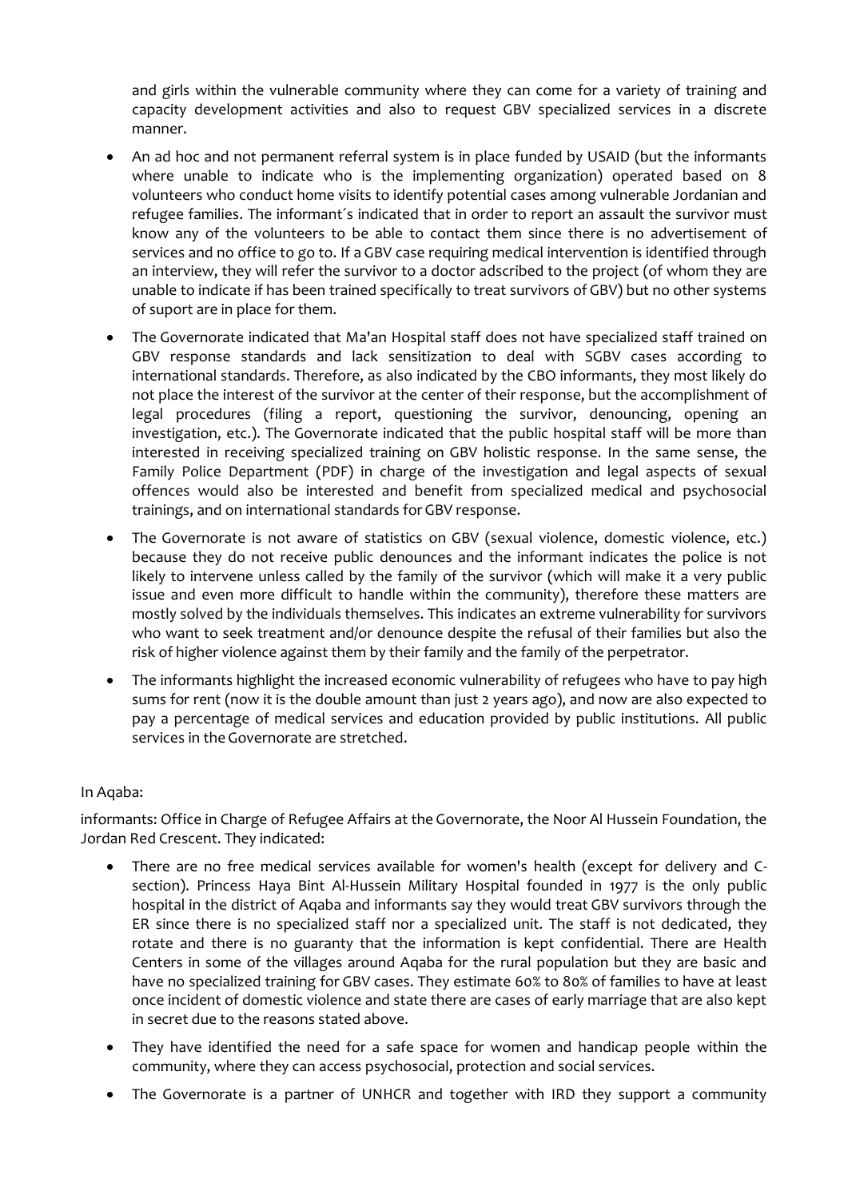and girls within the vulnerable community where they can come for a variety of training and capacity development activities and also to request GBV specialized services in a discrete manner.

- An ad hoc and not permanent referral system is in place funded by USAID (but the informants where unable to indicate who is the implementing organization) operated based on 8 volunteers who conduct home visits to identify potential cases among vulnerable Jordanian and refugee families. The informant´s indicated that in order to report an assault the survivor must know any of the volunteers to be able to contact them since there is no advertisement of services and no office to go to. If a GBV case requiring medical intervention is identified through an interview, they will refer the survivor to a doctor adscribed to the project (of whom they are unable to indicate if has been trained specifically to treat survivors of GBV) but no other systems of suport are in place for them.
- The Governorate indicated that Ma'an Hospital staff does not have specialized staff trained on GBV response standards and lack sensitization to deal with SGBV cases according to international standards. Therefore, as also indicated by the CBO informants, they most likely do not place the interest of the survivor at the center of their response, but the accomplishment of legal procedures (filing a report, questioning the survivor, denouncing, opening an investigation, etc.). The Governorate indicated that the public hospital staff will be more than interested in receiving specialized training on GBV holistic response. In the same sense, the Family Police Department (PDF) in charge of the investigation and legal aspects of sexual offences would also be interested and benefit from specialized medical and psychosocial trainings, and on international standards for GBV response.
- The Governorate is not aware of statistics on GBV (sexual violence, domestic violence, etc.) because they do not receive public denounces and the informant indicates the police is not likely to intervene unless called by the family of the survivor (which will make it a very public issue and even more difficult to handle within the community), therefore these matters are mostly solved by the individuals themselves. This indicates an extreme vulnerability for survivors who want to seek treatment and/or denounce despite the refusal of their families but also the risk of higher violence against them by their family and the family of the perpetrator.
- The informants highlight the increased economic vulnerability of refugees who have to pay high sums for rent (now it is the double amount than just 2 years ago), and now are also expected to pay a percentage of medical services and education provided by public institutions. All public services in the Governorate are stretched.

In Aqaba:

informants: Office in Charge of Refugee Affairs at the Governorate, the Noor Al Hussein Foundation, the Jordan Red Crescent. They indicated:

- There are no free medical services available for women's health (except for delivery and C-section). Princess Haya Bint Al-Hussein Military Hospital founded in 1977 is the only public hospital in the district of Aqaba and informants say they would treat GBV survivors through the ER since there is no specialized staff nor a specialized unit. The staff is not dedicated, they rotate and there is no guaranty that the information is kept confidential. There are Health Centers in some of the villages around Aqaba for the rural population but they are basic and have no specialized training for GBV cases. They estimate 60% to 80% of families to have at least once incident of domestic violence and state there are cases of early marriage that are also kept in secret due to the reasons stated above.
- They have identified the need for a safe space for women and handicap people within the community, where they can access psychosocial, protection and social services.
- The Governorate is a partner of UNHCR and together with IRD they support a community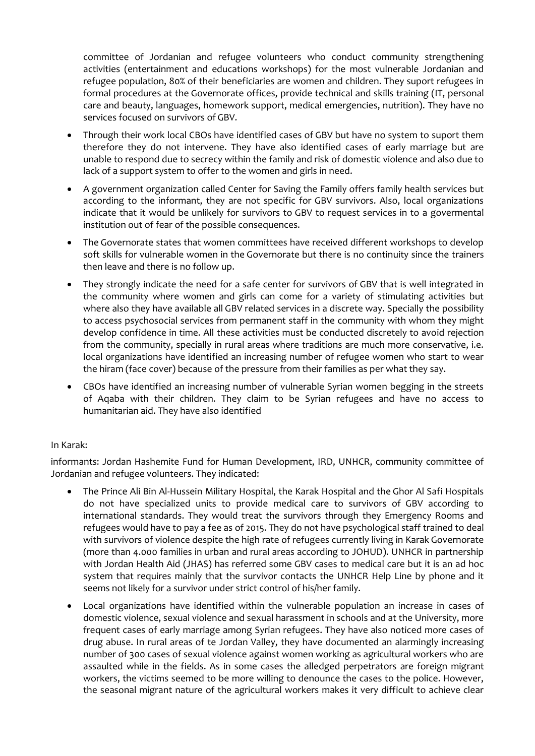committee of Jordanian and refugee volunteers who conduct community strengthening activities (entertainment and educations workshops) for the most vulnerable Jordanian and refugee population, 80% of their beneficiaries are women and children. They suport refugees in formal procedures at the Governorate offices, provide technical and skills training (IT, personal care and beauty, languages, homework support, medical emergencies, nutrition). They have no services focused on survivors of GBV.

- Through their work local CBOs have identified cases of GBV but have no system to suport them therefore they do not intervene. They have also identified cases of early marriage but are unable to respond due to secrecy within the family and risk of domestic violence and also due to lack of a support system to offer to the women and girls in need.
- A government organization called Center for Saving the Family offers family health services but according to the informant, they are not specific for GBV survivors. Also, local organizations indicate that it would be unlikely for survivors to GBV to request services in to a govermental institution out of fear of the possible consequences.
- The Governorate states that women committees have received different workshops to develop soft skills for vulnerable women in the Governorate but there is no continuity since the trainers then leave and there is no follow up.
- They strongly indicate the need for a safe center for survivors of GBV that is well integrated in the community where women and girls can come for a variety of stimulating activities but where also they have available all GBV related services in a discrete way. Specially the possibility to access psychosocial services from permanent staff in the community with whom they might develop confidence in time. All these activities must be conducted discretely to avoid rejection from the community, specially in rural areas where traditions are much more conservative, i.e. local organizations have identified an increasing number of refugee women who start to wear the hiram (face cover) because of the pressure from their families as per what they say.
- CBOs have identified an increasing number of vulnerable Syrian women begging in the streets of Aqaba with their children. They claim to be Syrian refugees and have no access to humanitarian aid. They have also identified

In Karak:

informants: Jordan Hashemite Fund for Human Development, IRD, UNHCR, community committee of Jordanian and refugee volunteers. They indicated:

- The Prince Ali Bin Al-Hussein Military Hospital, the Karak Hospital and the Ghor Al Safi Hospitals do not have specialized units to provide medical care to survivors of GBV according to international standards. They would treat the survivors through they Emergency Rooms and refugees would have to pay a fee as of 2015. They do not have psychological staff trained to deal with survivors of violence despite the high rate of refugees currently living in Karak Governorate (more than 4.000 families in urban and rural areas according to JOHUD). UNHCR in partnership with Jordan Health Aid (JHAS) has referred some GBV cases to medical care but it is an ad hoc system that requires mainly that the survivor contacts the UNHCR Help Line by phone and it seems not likely for a survivor under strict control of his/her family.
- Local organizations have identified within the vulnerable population an increase in cases of domestic violence, sexual violence and sexual harassment in schools and at the University, more frequent cases of early marriage among Syrian refugees. They have also noticed more cases of drug abuse. In rural areas of te Jordan Valley, they have documented an alarmingly increasing number of 300 cases of sexual violence against women working as agricultural workers who are assaulted while in the fields. As in some cases the alledged perpetrators are foreign migrant workers, the victims seemed to be more willing to denounce the cases to the police. However, the seasonal migrant nature of the agricultural workers makes it very difficult to achieve clear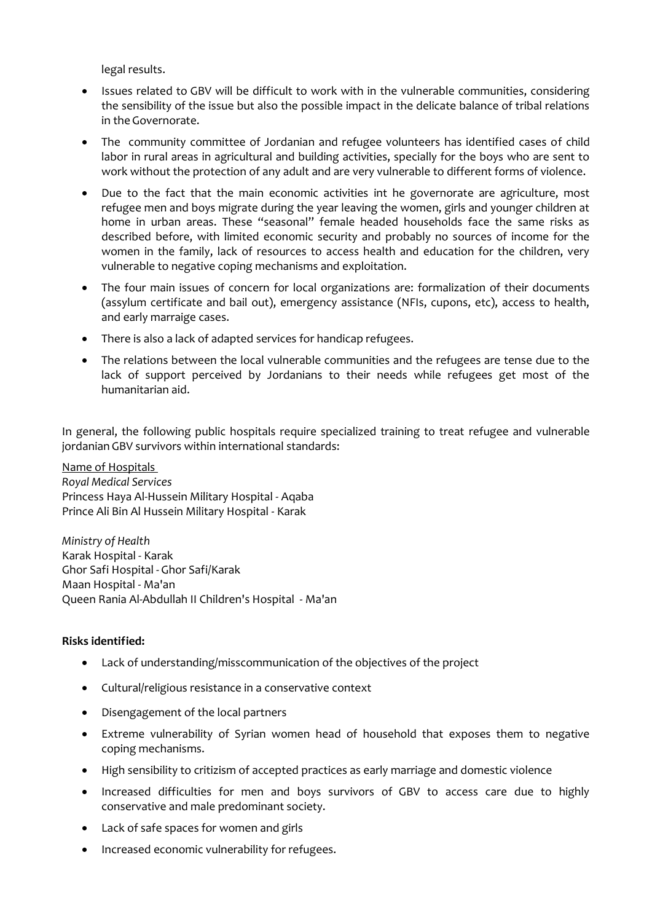legal results.

- Issues related to GBV will be difficult to work with in the vulnerable communities, considering the sensibility of the issue but also the possible impact in the delicate balance of tribal relations in the Governorate.
- The community committee of Jordanian and refugee volunteers has identified cases of child labor in rural areas in agricultural and building activities, specially for the boys who are sent to work without the protection of any adult and are very vulnerable to different forms of violence.
- Due to the fact that the main economic activities int he governorate are agriculture, most refugee men and boys migrate during the year leaving the women, girls and younger children at home in urban areas. These "seasonal" female headed households face the same risks as described before, with limited economic security and probably no sources of income for the women in the family, lack of resources to access health and education for the children, very vulnerable to negative coping mechanisms and exploitation.
- The four main issues of concern for local organizations are: formalization of their documents (assylum certificate and bail out), emergency assistance (NFIs, cupons, etc), access to health, and early marraige cases.
- There is also a lack of adapted services for handicap refugees.
- The relations between the local vulnerable communities and the refugees are tense due to the lack of support perceived by Jordanians to their needs while refugees get most of the humanitarian aid.

In general, the following public hospitals require specialized training to treat refugee and vulnerable jordanian GBV survivors within international standards:

Name of Hospitals

*Royal Medical Services*
Princess Haya Al-Hussein Military Hospital - Aqaba
Prince Ali Bin Al Hussein Military Hospital - Karak

*Ministry of Health*
Karak Hospital - Karak
Ghor Safi Hospital - Ghor Safi/Karak
Maan Hospital - Ma'an
Queen Rania Al-Abdullah II Children's Hospital - Ma'an

**Risks identified:**

- Lack of understanding/misscommunication of the objectives of the project
- Cultural/religious resistance in a conservative context
- Disengagement of the local partners
- Extreme vulnerability of Syrian women head of household that exposes them to negative coping mechanisms.
- High sensibility to critizism of accepted practices as early marriage and domestic violence
- Increased difficulties for men and boys survivors of GBV to access care due to highly conservative and male predominant society.
- Lack of safe spaces for women and girls
- Increased economic vulnerability for refugees.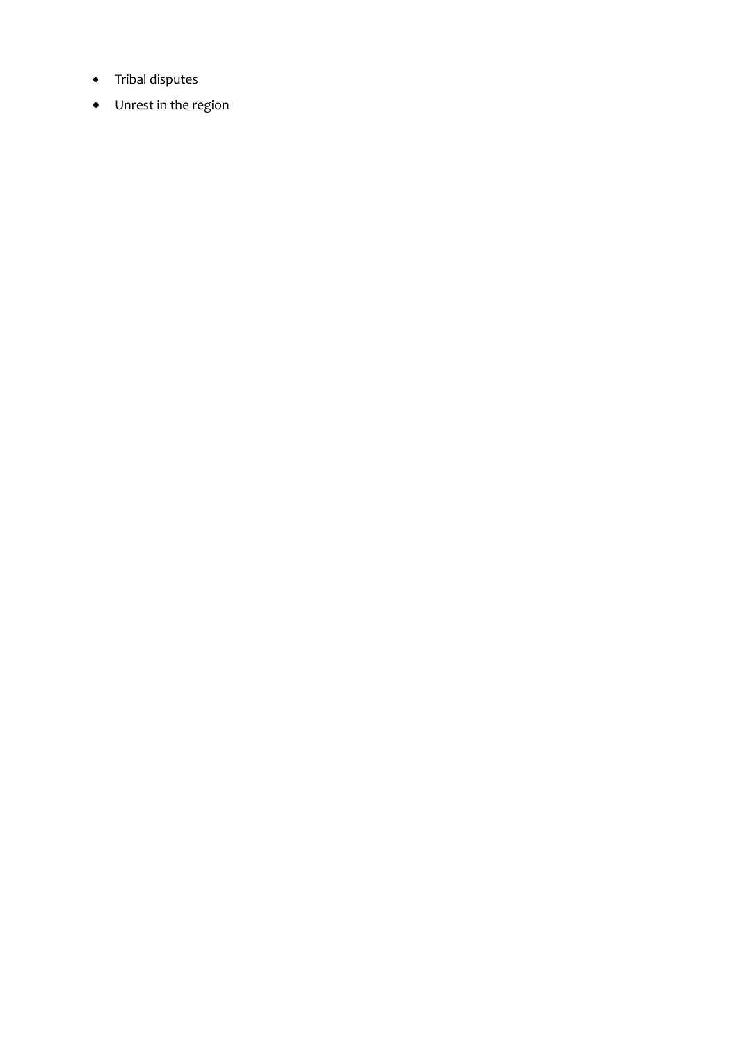- Tribal disputes
- Unrest in the region